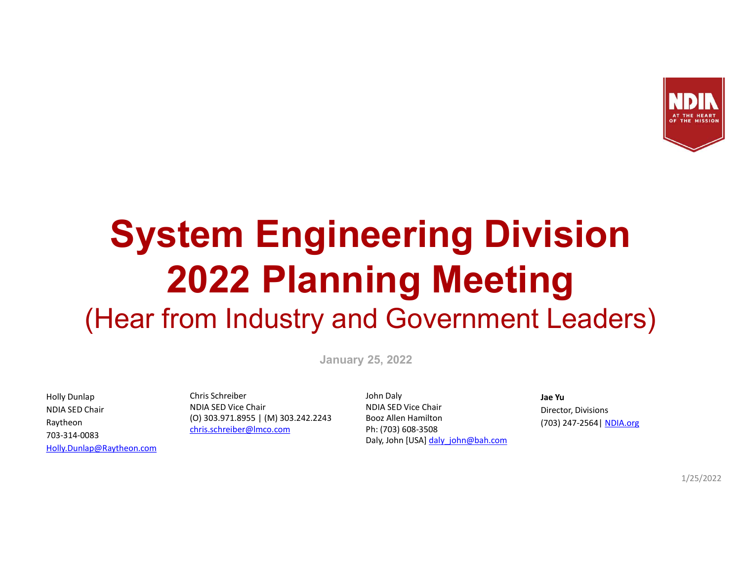# System Engineering Division 2022 Planning Meeting

## (Hear from Industry and Government Leaders)

**January 25, 2022**

Holly Dunlap
NDIA SED Chair
Raytheon
703-314-0083
Holly.Dunlap@Raytheon.com

Chris Schreiber
NDIA SED Vice Chair
(O) 303.971.8955 | (M) 303.242.2243
chris.schreiber@lmco.com

John Daly
NDIA SED Vice Chair
Booz Allen Hamilton
Ph: (703) 608-3508
Daly, John [USA] daly_john@bah.com

**Jae Yu**
Director, Divisions
(703) 247-2564| NDIA.org

1/25/2022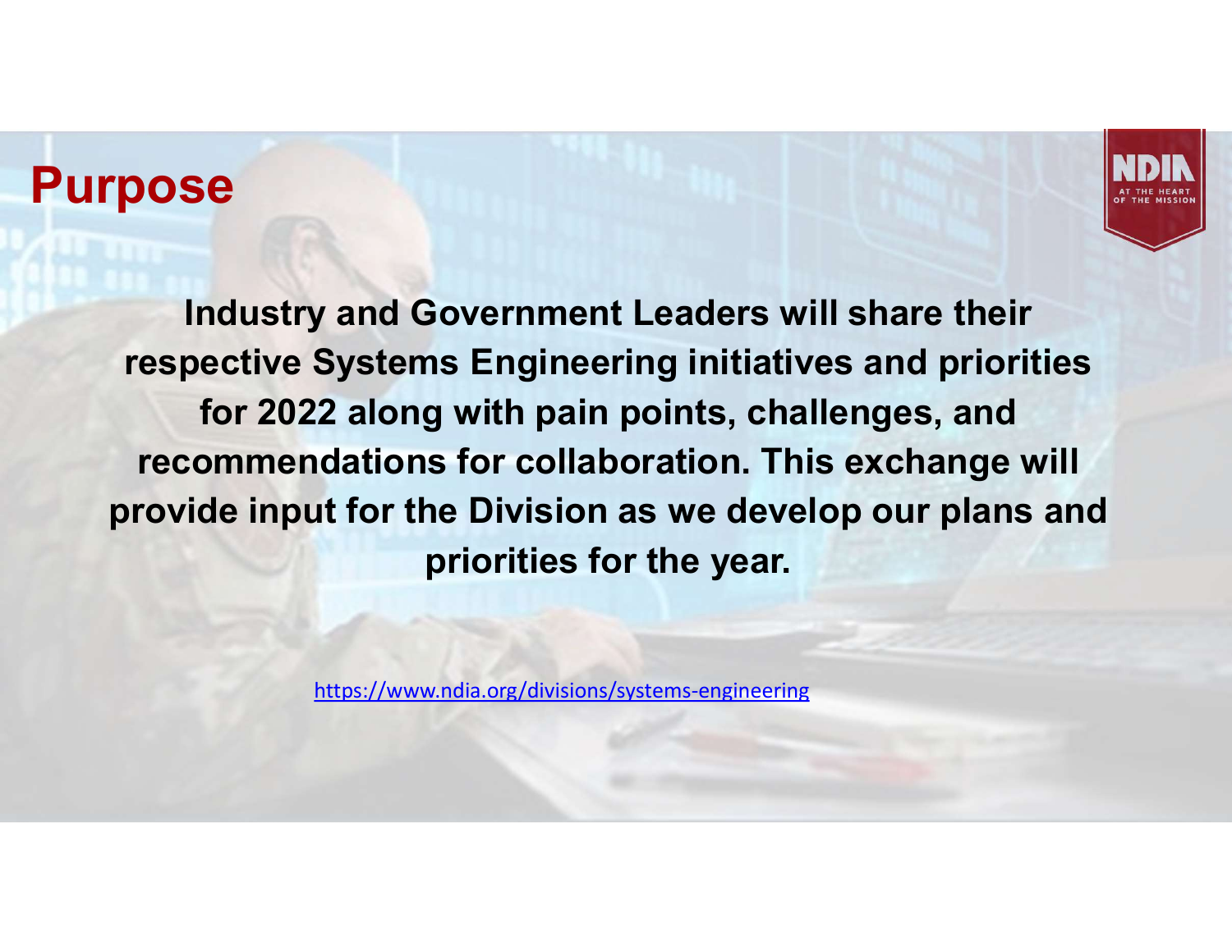# Purpose

**Industry and Government Leaders will share their respective Systems Engineering initiatives and priorities for 2022 along with pain points, challenges, and recommendations for collaboration. This exchange will provide input for the Division as we develop our plans and priorities for the year.**

https://www.ndia.org/divisions/systems-engineering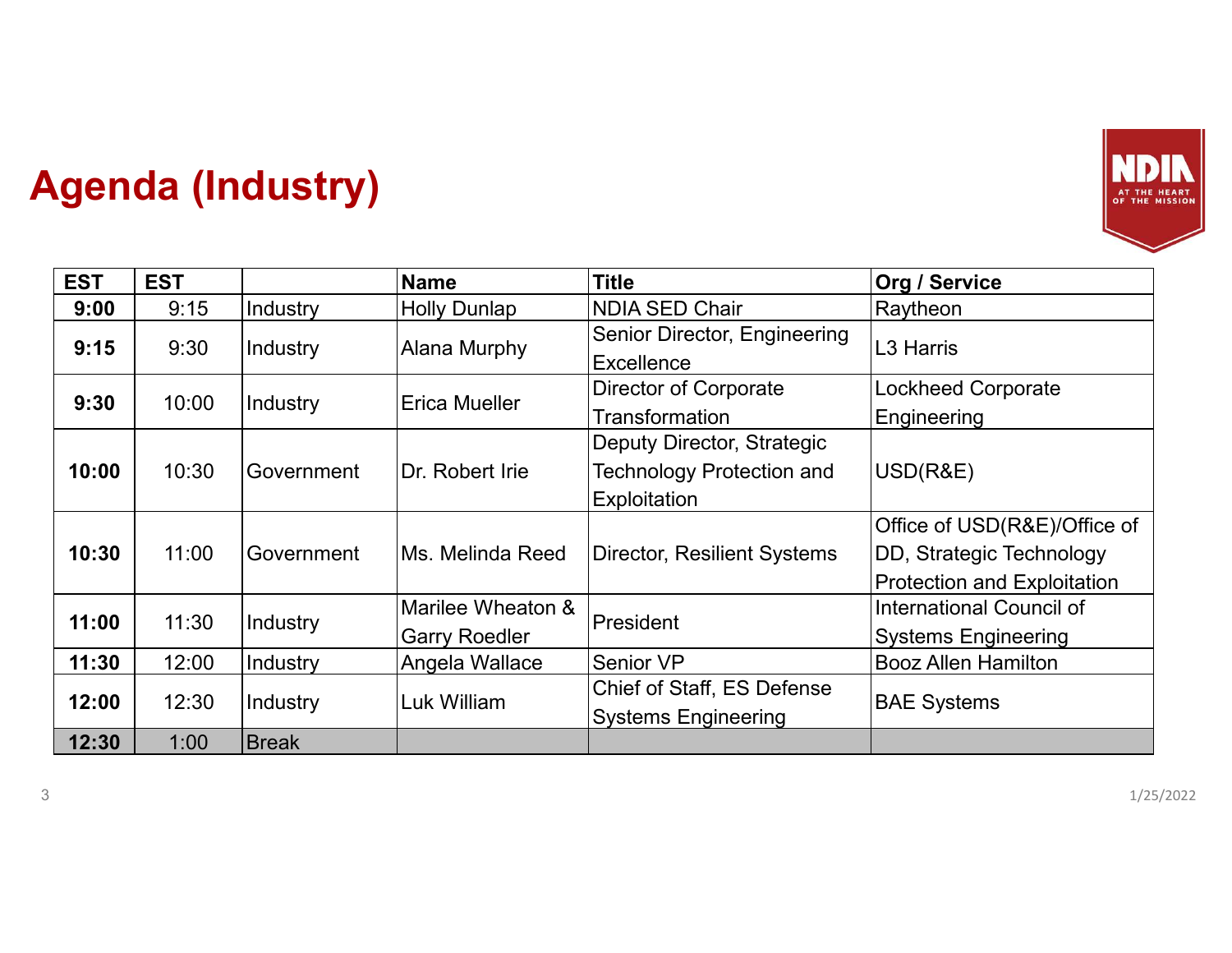# Agenda (Industry)

| EST | EST | | Name | Title | Org / Service |
|---|---|---|---|---|---|
| **9:00** | 9:15 | Industry | Holly Dunlap | NDIA SED Chair | Raytheon |
| **9:15** | 9:30 | Industry | Alana Murphy | Senior Director, Engineering Excellence | L3 Harris |
| **9:30** | 10:00 | Industry | Erica Mueller | Director of Corporate Transformation | Lockheed Corporate Engineering |
| **10:00** | 10:30 | Government | Dr. Robert Irie | Deputy Director, Strategic Technology Protection and Exploitation | USD(R&E) |
| **10:30** | 11:00 | Government | Ms. Melinda Reed | Director, Resilient Systems | Office of USD(R&E)/Office of DD, Strategic Technology Protection and Exploitation |
| **11:00** | 11:30 | Industry | Marilee Wheaton & Garry Roedler | President | International Council of Systems Engineering |
| **11:30** | 12:00 | Industry | Angela Wallace | Senior VP | Booz Allen Hamilton |
| **12:00** | 12:30 | Industry | Luk William | Chief of Staff, ES Defense Systems Engineering | BAE Systems |
| **12:30** | 1:00 | Break | | | |

1/25/2022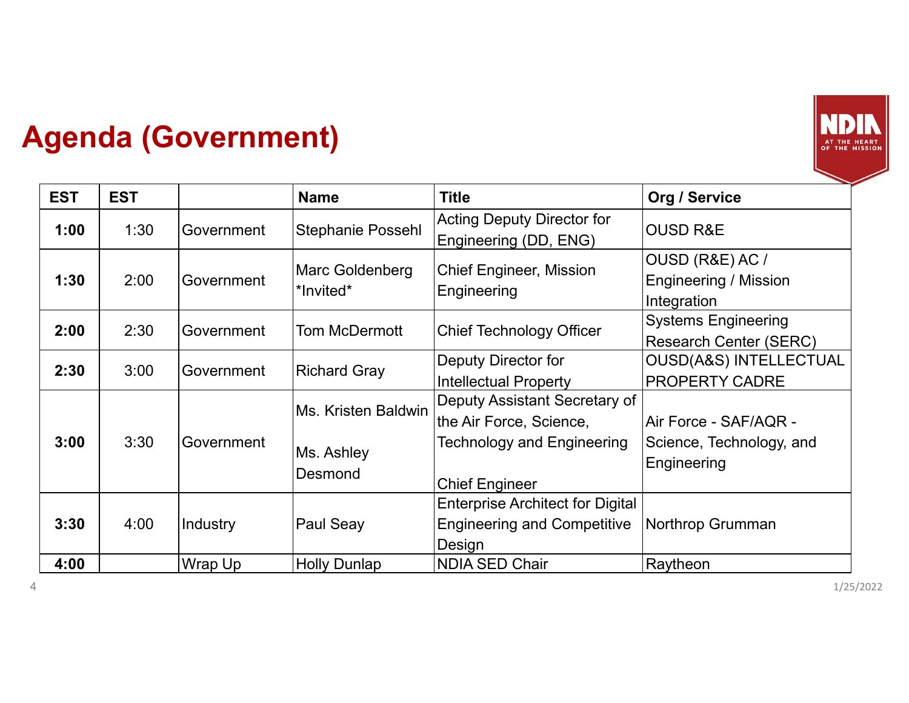# Agenda (Government)

| EST | EST | | Name | Title | Org / Service |
|---|---|---|---|---|---|
| **1:00** | 1:30 | Government | Stephanie Possehl | Acting Deputy Director for Engineering (DD, ENG) | OUSD R&E |
| **1:30** | 2:00 | Government | Marc Goldenberg *Invited* | Chief Engineer, Mission Engineering | OUSD (R&E) AC / Engineering / Mission Integration |
| **2:00** | 2:30 | Government | Tom McDermott | Chief Technology Officer | Systems Engineering Research Center (SERC) |
| **2:30** | 3:00 | Government | Richard Gray | Deputy Director for Intellectual Property | OUSD(A&S) INTELLECTUAL PROPERTY CADRE |
| **3:00** | 3:30 | Government | Ms. Kristen Baldwin<br><br>Ms. Ashley Desmond | Deputy Assistant Secretary of the Air Force, Science, Technology and Engineering<br><br>Chief Engineer | Air Force - SAF/AQR - Science, Technology, and Engineering |
| **3:30** | 4:00 | Industry | Paul Seay | Enterprise Architect for Digital Engineering and Competitive Design | Northrop Grumman |
| **4:00** | | Wrap Up | Holly Dunlap | NDIA SED Chair | Raytheon |

1/25/2022